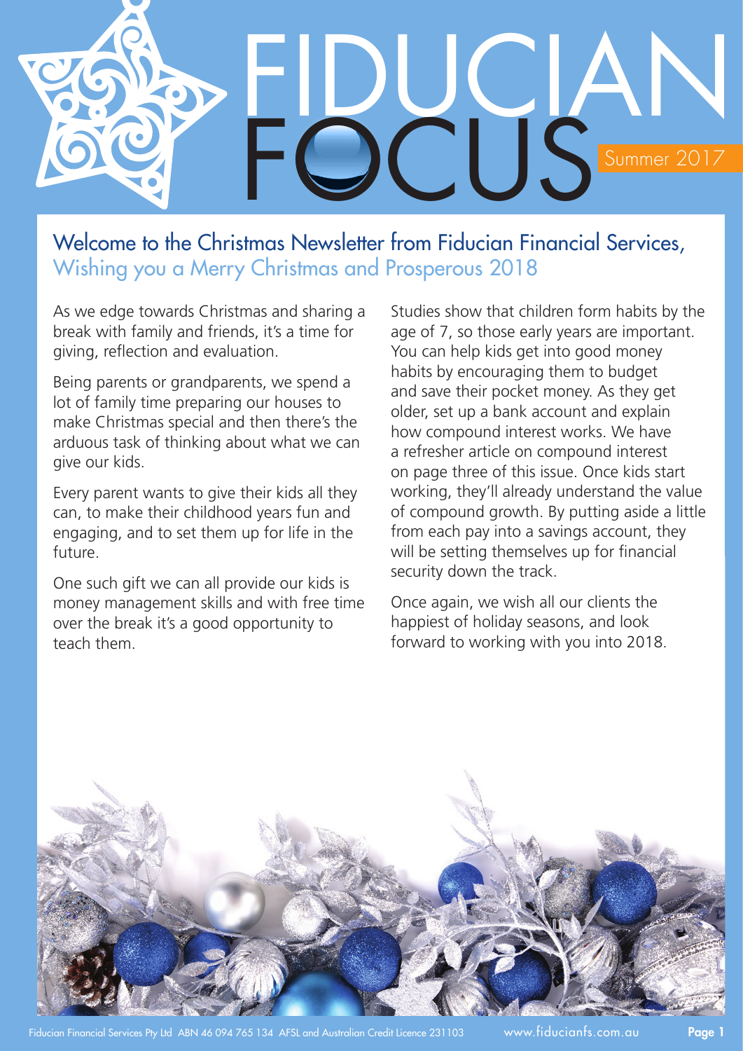# FIDUCIAN FOCUS

Summer 2017

## Welcome to the Christmas Newsletter from Fiducian Financial Services,
### Wishing you a Merry Christmas and Prosperous 2018

As we edge towards Christmas and sharing a break with family and friends, it's a time for giving, reflection and evaluation.

Being parents or grandparents, we spend a lot of family time preparing our houses to make Christmas special and then there's the arduous task of thinking about what we can give our kids.

Every parent wants to give their kids all they can, to make their childhood years fun and engaging, and to set them up for life in the future.

One such gift we can all provide our kids is money management skills and with free time over the break it's a good opportunity to teach them.

Studies show that children form habits by the age of 7, so those early years are important. You can help kids get into good money habits by encouraging them to budget and save their pocket money. As they get older, set up a bank account and explain how compound interest works. We have a refresher article on compound interest on page three of this issue. Once kids start working, they'll already understand the value of compound growth. By putting aside a little from each pay into a savings account, they will be setting themselves up for financial security down the track.

Once again, we wish all our clients the happiest of holiday seasons, and look forward to working with you into 2018.

Fiducian Financial Services Pty Ltd ABN 46 094 765 134 AFSL and Australian Credit Licence 231103 www.fiducianfs.com.au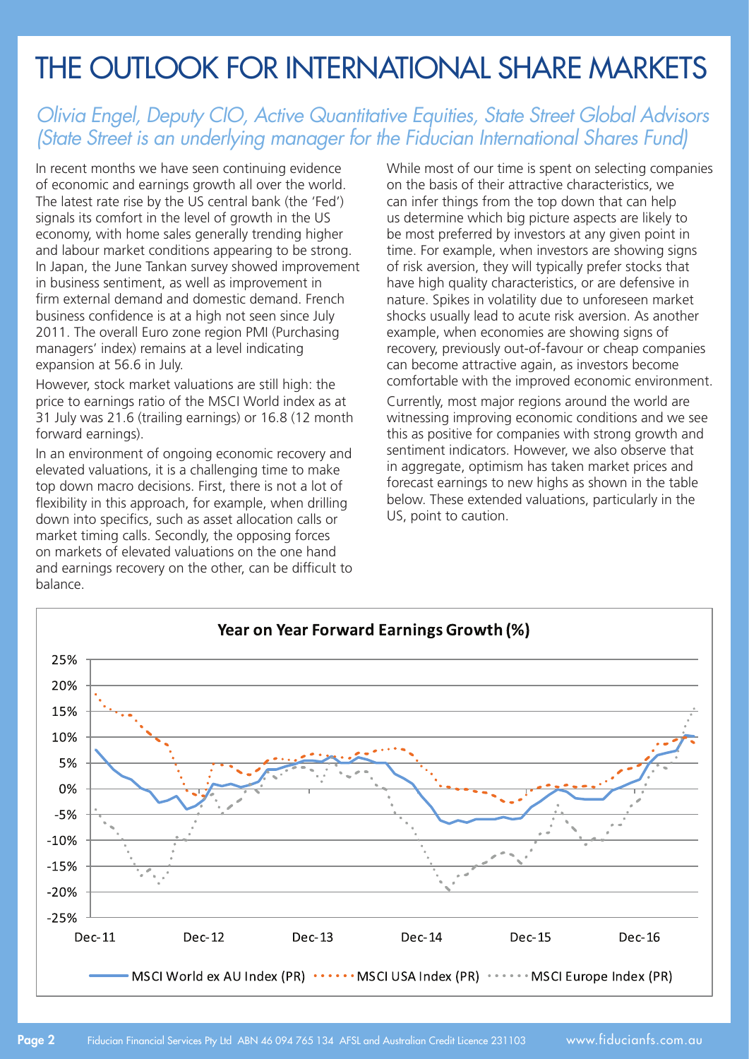# THE OUTLOOK FOR INTERNATIONAL SHARE MARKETS

## *Olivia Engel, Deputy CIO, Active Quantitative Equities, State Street Global Advisors (State Street is an underlying manager for the Fiducian International Shares Fund)*

In recent months we have seen continuing evidence of economic and earnings growth all over the world. The latest rate rise by the US central bank (the 'Fed') signals its comfort in the level of growth in the US economy, with home sales generally trending higher and labour market conditions appearing to be strong. In Japan, the June Tankan survey showed improvement in business sentiment, as well as improvement in firm external demand and domestic demand. French business confidence is at a high not seen since July 2011. The overall Euro zone region PMI (Purchasing managers' index) remains at a level indicating expansion at 56.6 in July.

However, stock market valuations are still high: the price to earnings ratio of the MSCI World index as at 31 July was 21.6 (trailing earnings) or 16.8 (12 month forward earnings).

In an environment of ongoing economic recovery and elevated valuations, it is a challenging time to make top down macro decisions. First, there is not a lot of flexibility in this approach, for example, when drilling down into specifics, such as asset allocation calls or market timing calls. Secondly, the opposing forces on markets of elevated valuations on the one hand and earnings recovery on the other, can be difficult to balance.

While most of our time is spent on selecting companies on the basis of their attractive characteristics, we can infer things from the top down that can help us determine which big picture aspects are likely to be most preferred by investors at any given point in time. For example, when investors are showing signs of risk aversion, they will typically prefer stocks that have high quality characteristics, or are defensive in nature. Spikes in volatility due to unforeseen market shocks usually lead to acute risk aversion. As another example, when economies are showing signs of recovery, previously out-of-favour or cheap companies can become attractive again, as investors become comfortable with the improved economic environment.

Currently, most major regions around the world are witnessing improving economic conditions and we see this as positive for companies with strong growth and sentiment indicators. However, we also observe that in aggregate, optimism has taken market prices and forecast earnings to new highs as shown in the table below. These extended valuations, particularly in the US, point to caution.

**Year on Year Forward Earnings Growth (%)**

Legend: MSCI World ex AU Index (PR), MSCI USA Index (PR), MSCI Europe Index (PR)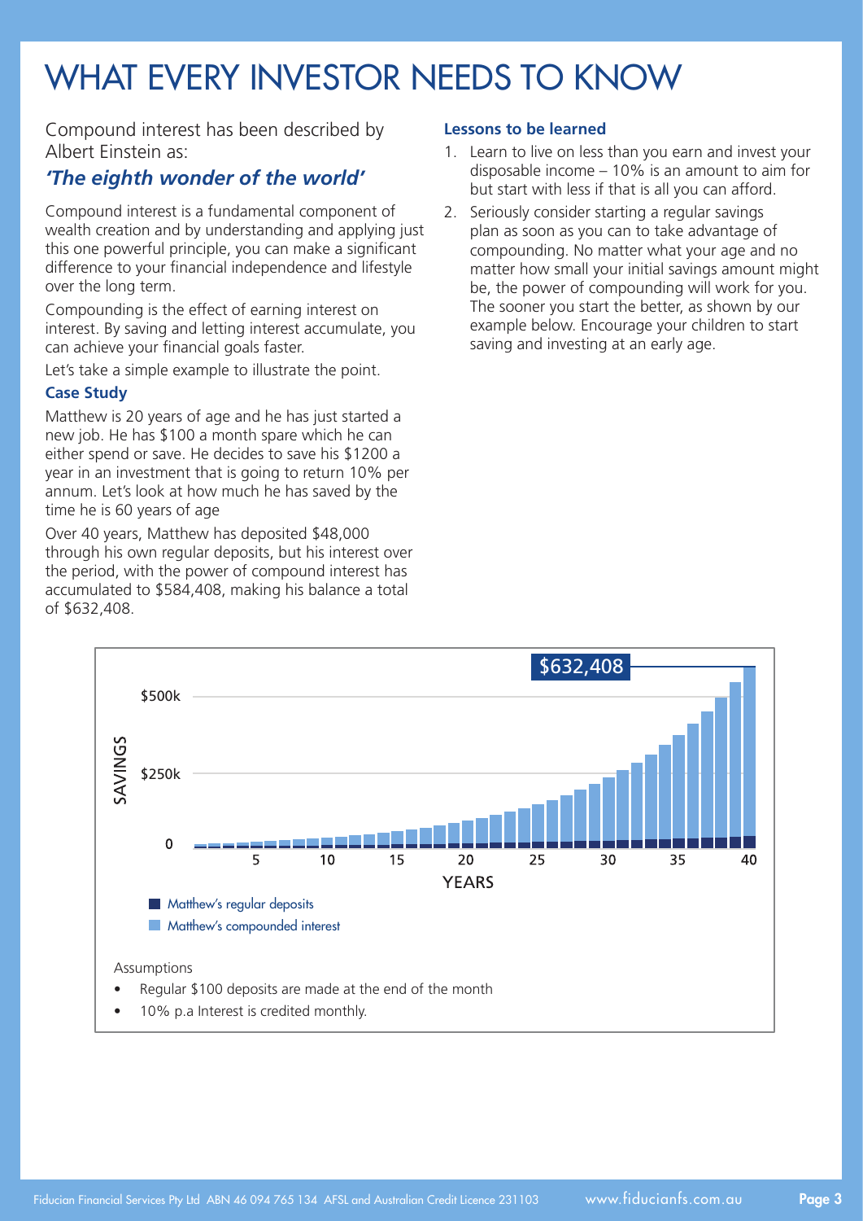# WHAT EVERY INVESTOR NEEDS TO KNOW

Compound interest has been described by Albert Einstein as:

***'The eighth wonder of the world'***

Compound interest is a fundamental component of wealth creation and by understanding and applying just this one powerful principle, you can make a significant difference to your financial independence and lifestyle over the long term.

Compounding is the effect of earning interest on interest. By saving and letting interest accumulate, you can achieve your financial goals faster.

Let's take a simple example to illustrate the point.

### Case Study

Matthew is 20 years of age and he has just started a new job. He has $100 a month spare which he can either spend or save. He decides to save his $1200 a year in an investment that is going to return 10% per annum. Let's look at how much he has saved by the time he is 60 years of age

Over 40 years, Matthew has deposited $48,000 through his own regular deposits, but his interest over the period, with the power of compound interest has accumulated to $584,408, making his balance a total of $632,408.

### Lessons to be learned

1. Learn to live on less than you earn and invest your disposable income – 10% is an amount to aim for but start with less if that is all you can afford.
2. Seriously consider starting a regular savings plan as soon as you can to take advantage of compounding. No matter what your age and no matter how small your initial savings amount might be, the power of compounding will work for you. The sooner you start the better, as shown by our example below. Encourage your children to start saving and investing at an early age.

$632,408

SAVINGS: 0, $250k, $500k

YEARS: 5, 10, 15, 20, 25, 30, 35, 40

- Matthew's regular deposits
- Matthew's compounded interest

Assumptions

- Regular $100 deposits are made at the end of the month
- 10% p.a Interest is credited monthly.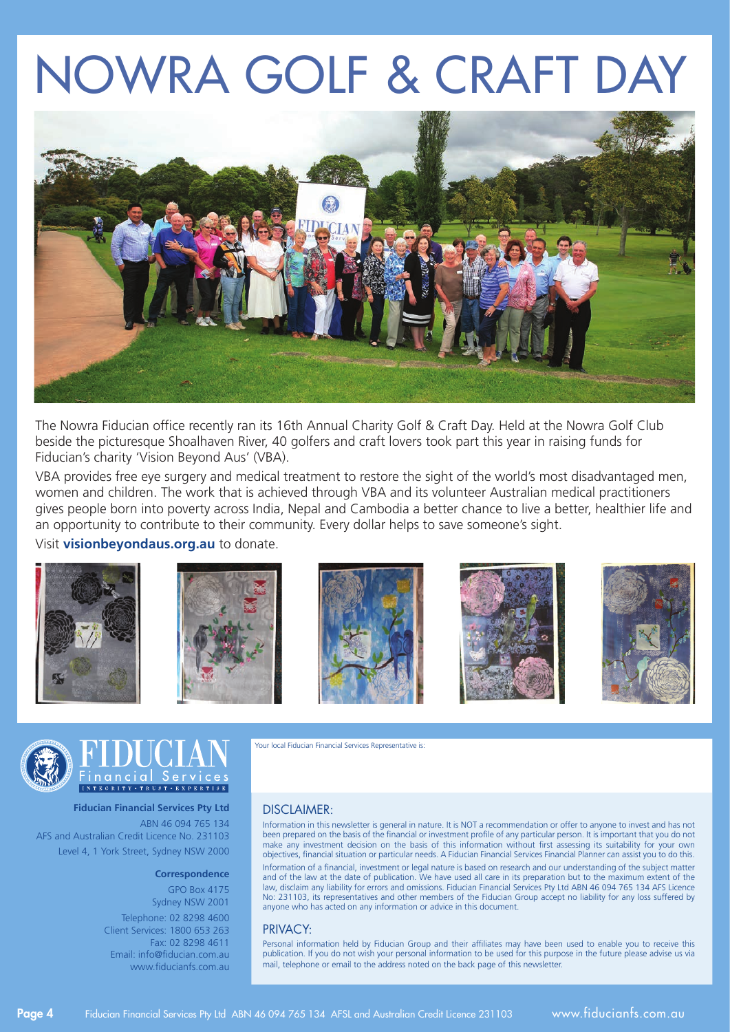# NOWRA GOLF & CRAFT DAY

The Nowra Fiducian office recently ran its 16th Annual Charity Golf & Craft Day. Held at the Nowra Golf Club beside the picturesque Shoalhaven River, 40 golfers and craft lovers took part this year in raising funds for Fiducian's charity 'Vision Beyond Aus' (VBA).

VBA provides free eye surgery and medical treatment to restore the sight of the world's most disadvantaged men, women and children. The work that is achieved through VBA and its volunteer Australian medical practitioners gives people born into poverty across India, Nepal and Cambodia a better chance to live a better, healthier life and an opportunity to contribute to their community. Every dollar helps to save someone's sight.

Visit **visionbeyondaus.org.au** to donate.

FIDUCIAN Financial Services
INTEGRITY • TRUST • EXPERTISE

**Fiducian Financial Services Pty Ltd**
ABN 46 094 765 134
AFS and Australian Credit Licence No. 231103
Level 4, 1 York Street, Sydney NSW 2000

**Correspondence**
GPO Box 4175
Sydney NSW 2001
Telephone: 02 8298 4600
Client Services: 1800 653 263
Fax: 02 8298 4611
Email: info@fiducian.com.au
www.fiducianfs.com.au

Your local Fiducian Financial Services Representative is:

## DISCLAIMER:

Information in this newsletter is general in nature. It is NOT a recommendation or offer to anyone to invest and has not been prepared on the basis of the financial or investment profile of any particular person. It is important that you do not make any investment decision on the basis of this information without first assessing its suitability for your own objectives, financial situation or particular needs. A Fiducian Financial Services Financial Planner can assist you to do this.

Information of a financial, investment or legal nature is based on research and our understanding of the subject matter and of the law at the date of publication. We have used all care in its preparation but to the maximum extent of the law, disclaim any liability for errors and omissions. Fiducian Financial Services Pty Ltd ABN 46 094 765 134 AFS Licence No: 231103, its representatives and other members of the Fiducian Group accept no liability for any loss suffered by anyone who has acted on any information or advice in this document.

## PRIVACY:

Personal information held by Fiducian Group and their affiliates may have been used to enable you to receive this publication. If you do not wish your personal information to be used for this purpose in the future please advise us via mail, telephone or email to the address noted on the back page of this newsletter.